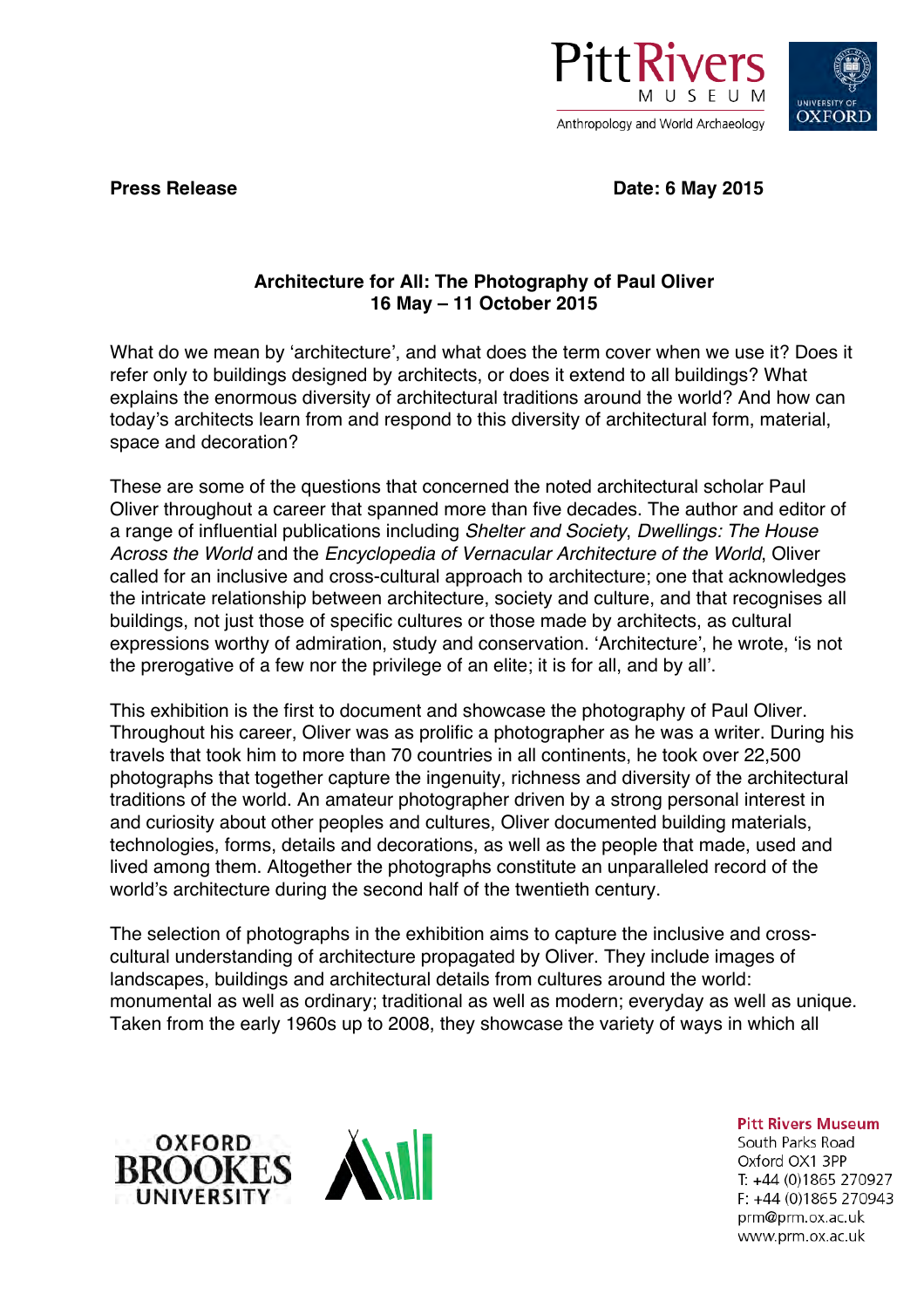**Press Release** **Date: 6 May 2015**

## Architecture for All: The Photography of Paul Oliver
### 16 May – 11 October 2015

What do we mean by 'architecture', and what does the term cover when we use it? Does it refer only to buildings designed by architects, or does it extend to all buildings? What explains the enormous diversity of architectural traditions around the world? And how can today's architects learn from and respond to this diversity of architectural form, material, space and decoration?

These are some of the questions that concerned the noted architectural scholar Paul Oliver throughout a career that spanned more than five decades. The author and editor of a range of influential publications including *Shelter and Society*, *Dwellings: The House Across the World* and the *Encyclopedia of Vernacular Architecture of the World*, Oliver called for an inclusive and cross-cultural approach to architecture; one that acknowledges the intricate relationship between architecture, society and culture, and that recognises all buildings, not just those of specific cultures or those made by architects, as cultural expressions worthy of admiration, study and conservation. 'Architecture', he wrote, 'is not the prerogative of a few nor the privilege of an elite; it is for all, and by all'.

This exhibition is the first to document and showcase the photography of Paul Oliver. Throughout his career, Oliver was as prolific a photographer as he was a writer. During his travels that took him to more than 70 countries in all continents, he took over 22,500 photographs that together capture the ingenuity, richness and diversity of the architectural traditions of the world. An amateur photographer driven by a strong personal interest in and curiosity about other peoples and cultures, Oliver documented building materials, technologies, forms, details and decorations, as well as the people that made, used and lived among them. Altogether the photographs constitute an unparalleled record of the world's architecture during the second half of the twentieth century.

The selection of photographs in the exhibition aims to capture the inclusive and cross-cultural understanding of architecture propagated by Oliver. They include images of landscapes, buildings and architectural details from cultures around the world: monumental as well as ordinary; traditional as well as modern; everyday as well as unique. Taken from the early 1960s up to 2008, they showcase the variety of ways in which all

**Pitt Rivers Museum**
South Parks Road
Oxford OX1 3PP
T: +44 (0)1865 270927
F: +44 (0)1865 270943
prm@prm.ox.ac.uk
www.prm.ox.ac.uk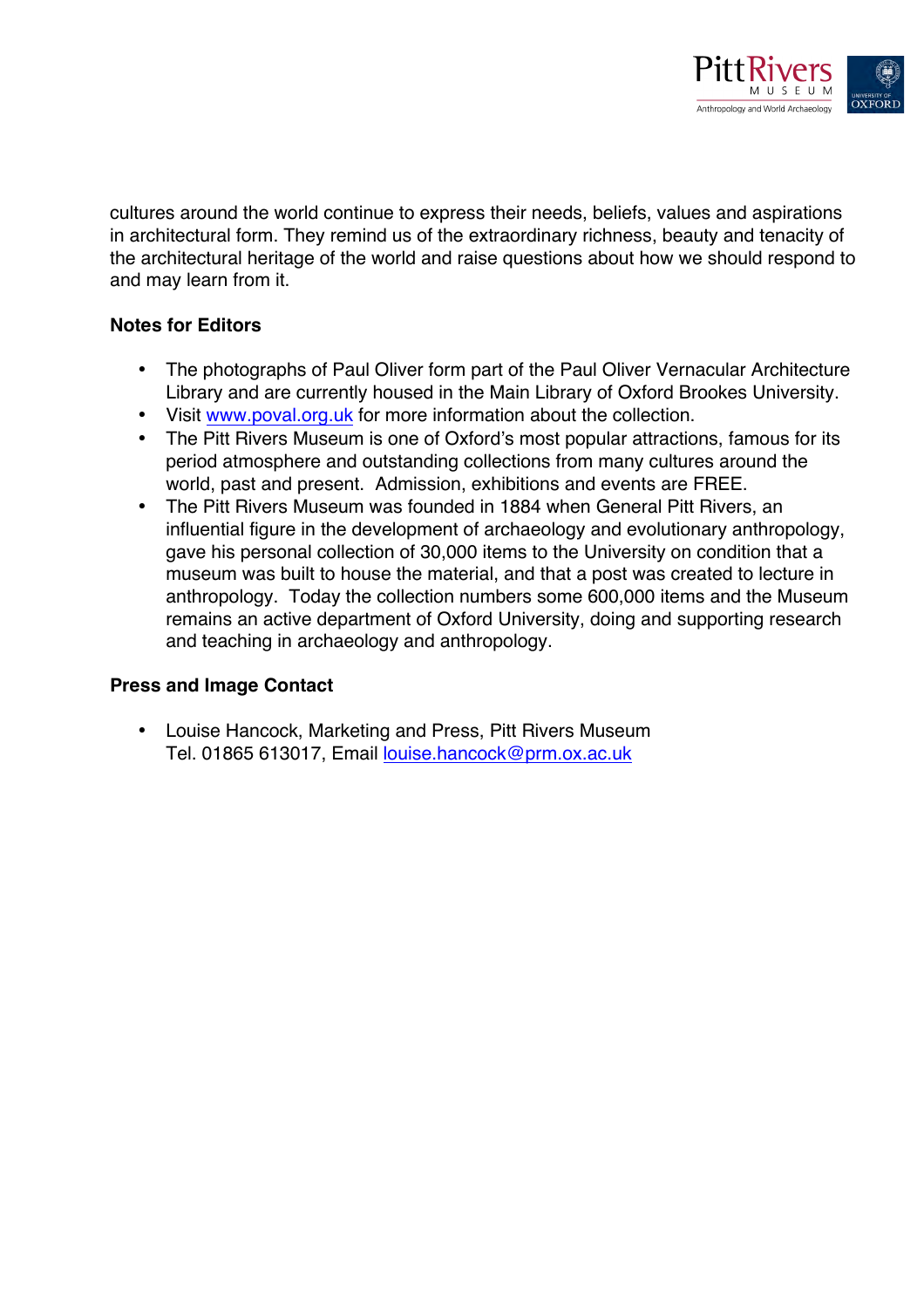cultures around the world continue to express their needs, beliefs, values and aspirations in architectural form. They remind us of the extraordinary richness, beauty and tenacity of the architectural heritage of the world and raise questions about how we should respond to and may learn from it.

**Notes for Editors**

- The photographs of Paul Oliver form part of the Paul Oliver Vernacular Architecture Library and are currently housed in the Main Library of Oxford Brookes University.
- Visit www.poval.org.uk for more information about the collection.
- The Pitt Rivers Museum is one of Oxford's most popular attractions, famous for its period atmosphere and outstanding collections from many cultures around the world, past and present. Admission, exhibitions and events are FREE.
- The Pitt Rivers Museum was founded in 1884 when General Pitt Rivers, an influential figure in the development of archaeology and evolutionary anthropology, gave his personal collection of 30,000 items to the University on condition that a museum was built to house the material, and that a post was created to lecture in anthropology. Today the collection numbers some 600,000 items and the Museum remains an active department of Oxford University, doing and supporting research and teaching in archaeology and anthropology.

**Press and Image Contact**

- Louise Hancock, Marketing and Press, Pitt Rivers Museum
  Tel. 01865 613017, Email louise.hancock@prm.ox.ac.uk